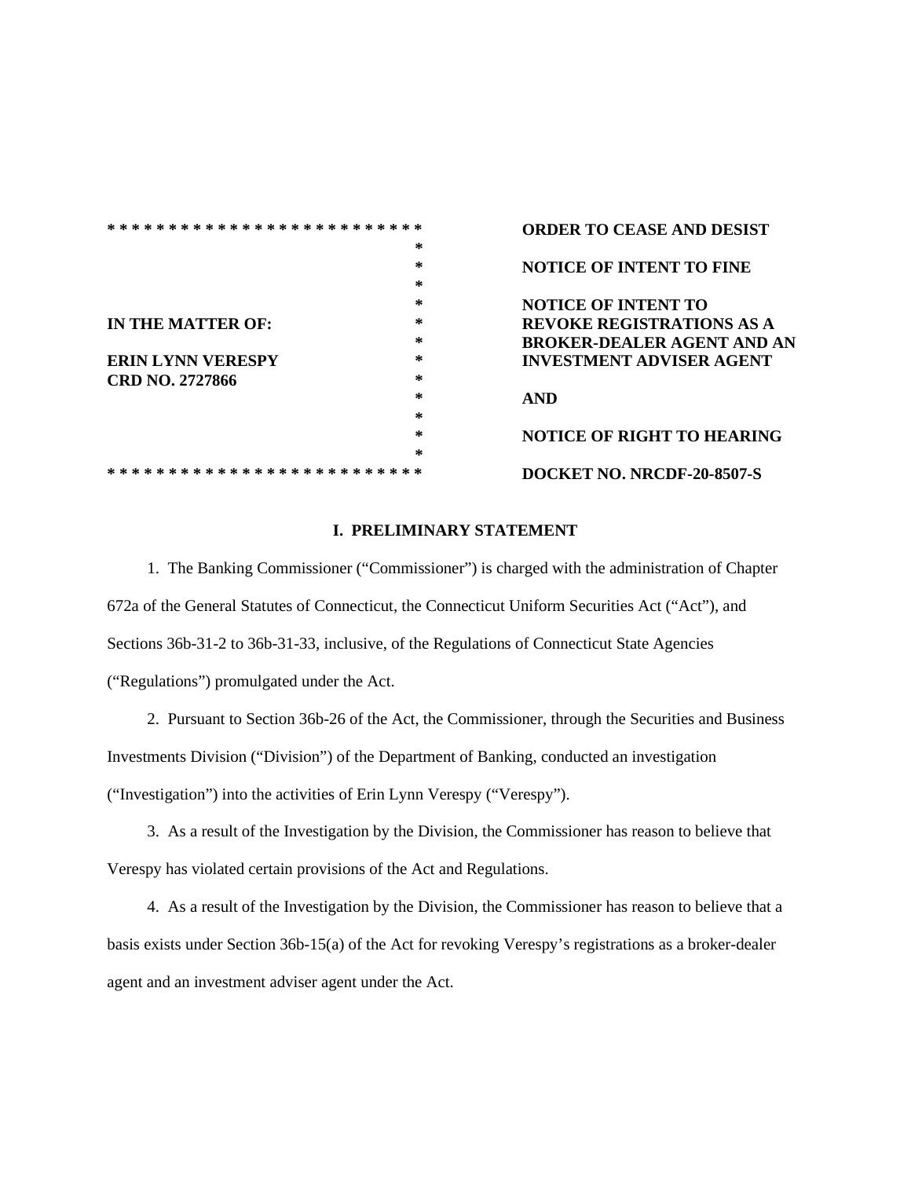| IN THE MATTER OF: | ORDER TO CEASE AND DESIST |
|---|---|
| | NOTICE OF INTENT TO FINE |
| ERIN LYNN VERESPY | NOTICE OF INTENT TO REVOKE REGISTRATIONS AS A BROKER-DEALER AGENT AND AN INVESTMENT ADVISER AGENT |
| CRD NO. 2727866 | AND |
| | NOTICE OF RIGHT TO HEARING |
| | DOCKET NO. NRCDF-20-8507-S |

## I. PRELIMINARY STATEMENT

1. The Banking Commissioner ("Commissioner") is charged with the administration of Chapter 672a of the General Statutes of Connecticut, the Connecticut Uniform Securities Act ("Act"), and Sections 36b-31-2 to 36b-31-33, inclusive, of the Regulations of Connecticut State Agencies ("Regulations") promulgated under the Act.

2. Pursuant to Section 36b-26 of the Act, the Commissioner, through the Securities and Business Investments Division ("Division") of the Department of Banking, conducted an investigation ("Investigation") into the activities of Erin Lynn Verespy ("Verespy").

3. As a result of the Investigation by the Division, the Commissioner has reason to believe that Verespy has violated certain provisions of the Act and Regulations.

4. As a result of the Investigation by the Division, the Commissioner has reason to believe that a basis exists under Section 36b-15(a) of the Act for revoking Verespy's registrations as a broker-dealer agent and an investment adviser agent under the Act.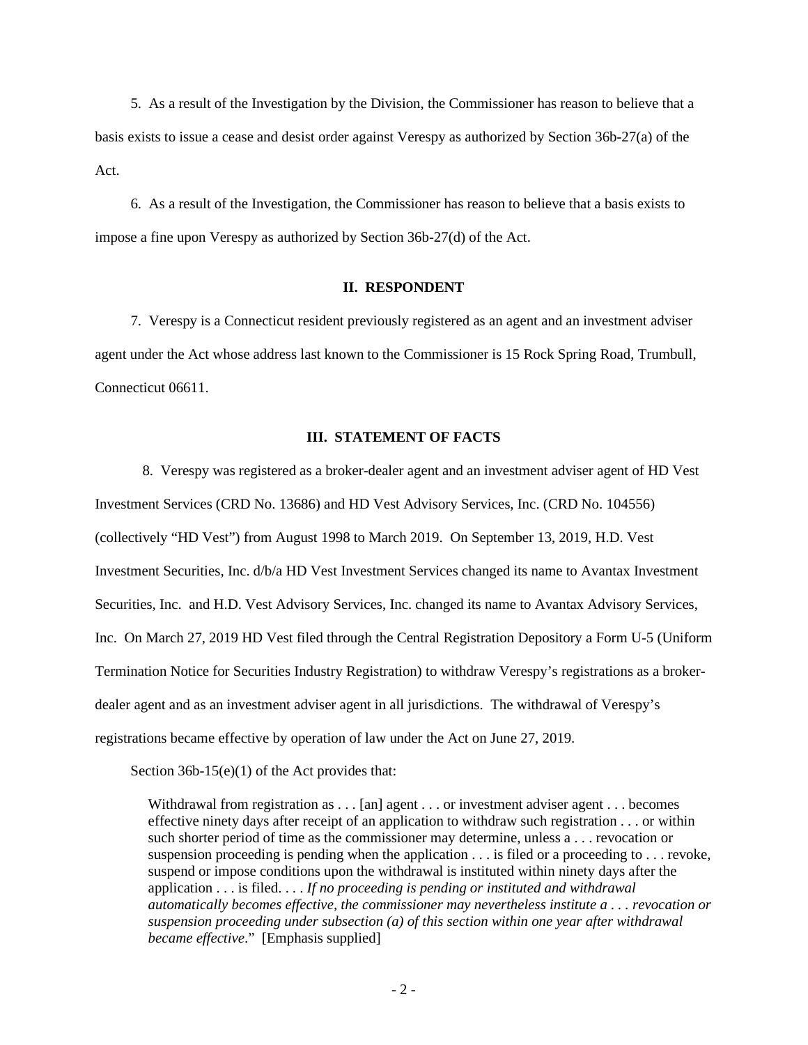5. As a result of the Investigation by the Division, the Commissioner has reason to believe that a basis exists to issue a cease and desist order against Verespy as authorized by Section 36b-27(a) of the Act.

6. As a result of the Investigation, the Commissioner has reason to believe that a basis exists to impose a fine upon Verespy as authorized by Section 36b-27(d) of the Act.

## II. RESPONDENT

7. Verespy is a Connecticut resident previously registered as an agent and an investment adviser agent under the Act whose address last known to the Commissioner is 15 Rock Spring Road, Trumbull, Connecticut 06611.

## III. STATEMENT OF FACTS

8. Verespy was registered as a broker-dealer agent and an investment adviser agent of HD Vest Investment Services (CRD No. 13686) and HD Vest Advisory Services, Inc. (CRD No. 104556) (collectively "HD Vest") from August 1998 to March 2019. On September 13, 2019, H.D. Vest Investment Securities, Inc. d/b/a HD Vest Investment Services changed its name to Avantax Investment Securities, Inc. and H.D. Vest Advisory Services, Inc. changed its name to Avantax Advisory Services, Inc. On March 27, 2019 HD Vest filed through the Central Registration Depository a Form U-5 (Uniform Termination Notice for Securities Industry Registration) to withdraw Verespy's registrations as a broker-dealer agent and as an investment adviser agent in all jurisdictions. The withdrawal of Verespy's registrations became effective by operation of law under the Act on June 27, 2019.

Section 36b-15(e)(1) of the Act provides that:

> Withdrawal from registration as . . . [an] agent . . . or investment adviser agent . . . becomes effective ninety days after receipt of an application to withdraw such registration . . . or within such shorter period of time as the commissioner may determine, unless a . . . revocation or suspension proceeding is pending when the application . . . is filed or a proceeding to . . . revoke, suspend or impose conditions upon the withdrawal is instituted within ninety days after the application . . . is filed. . . . *If no proceeding is pending or instituted and withdrawal automatically becomes effective, the commissioner may nevertheless institute a . . . revocation or suspension proceeding under subsection (a) of this section within one year after withdrawal became effective*." [Emphasis supplied]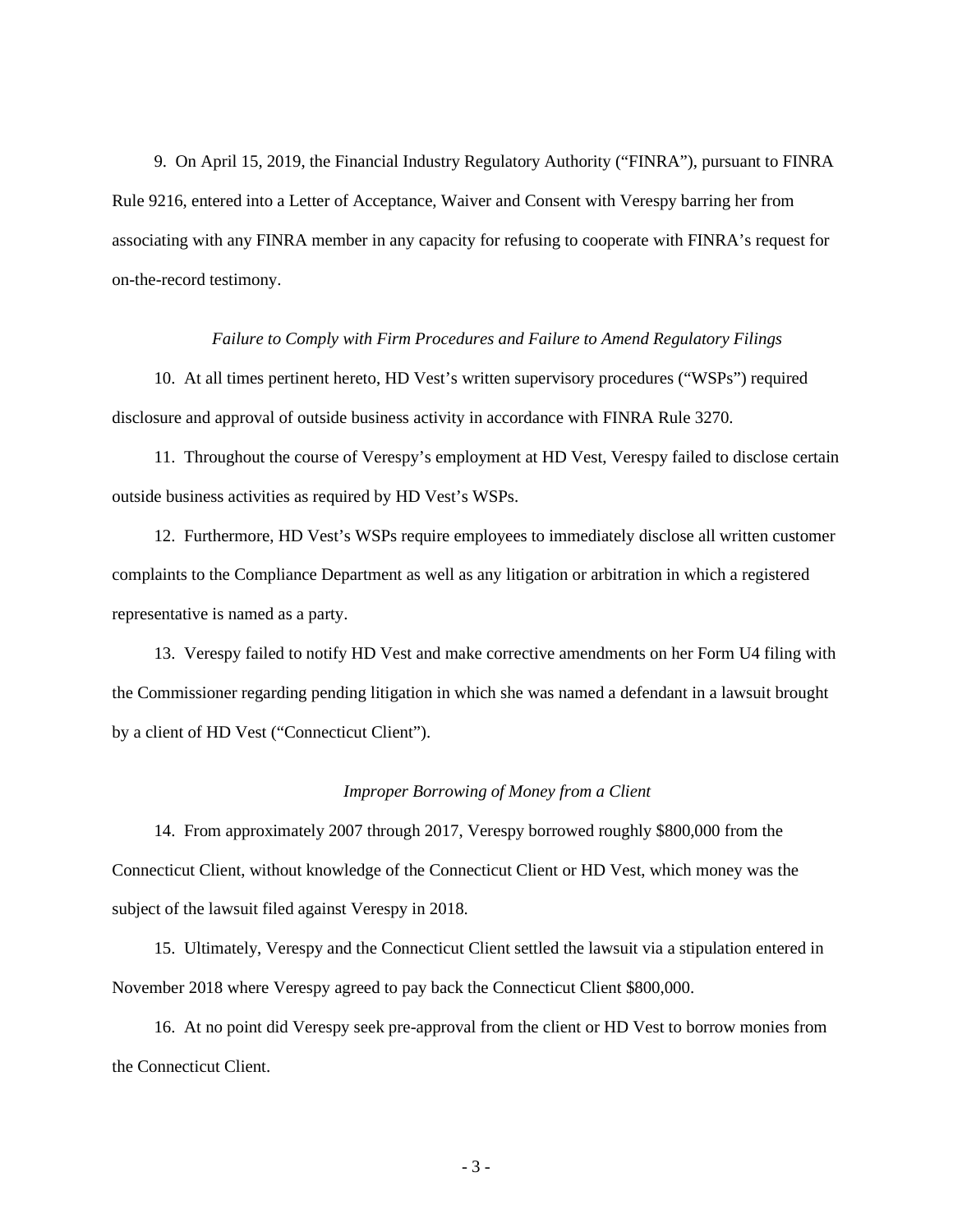9. On April 15, 2019, the Financial Industry Regulatory Authority ("FINRA"), pursuant to FINRA Rule 9216, entered into a Letter of Acceptance, Waiver and Consent with Verespy barring her from associating with any FINRA member in any capacity for refusing to cooperate with FINRA's request for on-the-record testimony.

*Failure to Comply with Firm Procedures and Failure to Amend Regulatory Filings*

10. At all times pertinent hereto, HD Vest's written supervisory procedures ("WSPs") required disclosure and approval of outside business activity in accordance with FINRA Rule 3270.

11. Throughout the course of Verespy's employment at HD Vest, Verespy failed to disclose certain outside business activities as required by HD Vest's WSPs.

12. Furthermore, HD Vest's WSPs require employees to immediately disclose all written customer complaints to the Compliance Department as well as any litigation or arbitration in which a registered representative is named as a party.

13. Verespy failed to notify HD Vest and make corrective amendments on her Form U4 filing with the Commissioner regarding pending litigation in which she was named a defendant in a lawsuit brought by a client of HD Vest ("Connecticut Client").

*Improper Borrowing of Money from a Client*

14. From approximately 2007 through 2017, Verespy borrowed roughly $800,000 from the Connecticut Client, without knowledge of the Connecticut Client or HD Vest, which money was the subject of the lawsuit filed against Verespy in 2018.

15. Ultimately, Verespy and the Connecticut Client settled the lawsuit via a stipulation entered in November 2018 where Verespy agreed to pay back the Connecticut Client $800,000.

16. At no point did Verespy seek pre-approval from the client or HD Vest to borrow monies from the Connecticut Client.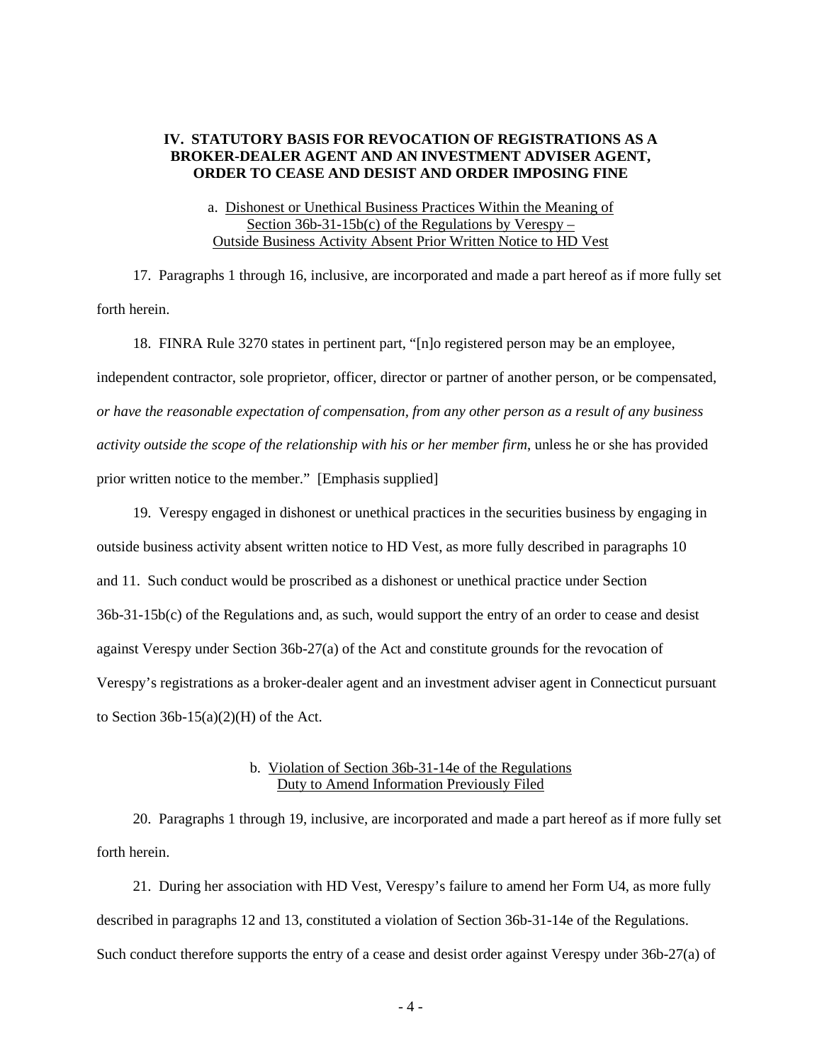## IV. STATUTORY BASIS FOR REVOCATION OF REGISTRATIONS AS A BROKER-DEALER AGENT AND AN INVESTMENT ADVISER AGENT, ORDER TO CEASE AND DESIST AND ORDER IMPOSING FINE

### a. Dishonest or Unethical Business Practices Within the Meaning of Section 36b-31-15b(c) of the Regulations by Verespy – Outside Business Activity Absent Prior Written Notice to HD Vest

17. Paragraphs 1 through 16, inclusive, are incorporated and made a part hereof as if more fully set forth herein.

18. FINRA Rule 3270 states in pertinent part, "[n]o registered person may be an employee, independent contractor, sole proprietor, officer, director or partner of another person, or be compensated, *or have the reasonable expectation of compensation, from any other person as a result of any business activity outside the scope of the relationship with his or her member firm*, unless he or she has provided prior written notice to the member." [Emphasis supplied]

19. Verespy engaged in dishonest or unethical practices in the securities business by engaging in outside business activity absent written notice to HD Vest, as more fully described in paragraphs 10 and 11. Such conduct would be proscribed as a dishonest or unethical practice under Section 36b-31-15b(c) of the Regulations and, as such, would support the entry of an order to cease and desist against Verespy under Section 36b-27(a) of the Act and constitute grounds for the revocation of Verespy's registrations as a broker-dealer agent and an investment adviser agent in Connecticut pursuant to Section 36b-15(a)(2)(H) of the Act.

### b. Violation of Section 36b-31-14e of the Regulations Duty to Amend Information Previously Filed

20. Paragraphs 1 through 19, inclusive, are incorporated and made a part hereof as if more fully set forth herein.

21. During her association with HD Vest, Verespy's failure to amend her Form U4, as more fully described in paragraphs 12 and 13, constituted a violation of Section 36b-31-14e of the Regulations. Such conduct therefore supports the entry of a cease and desist order against Verespy under 36b-27(a) of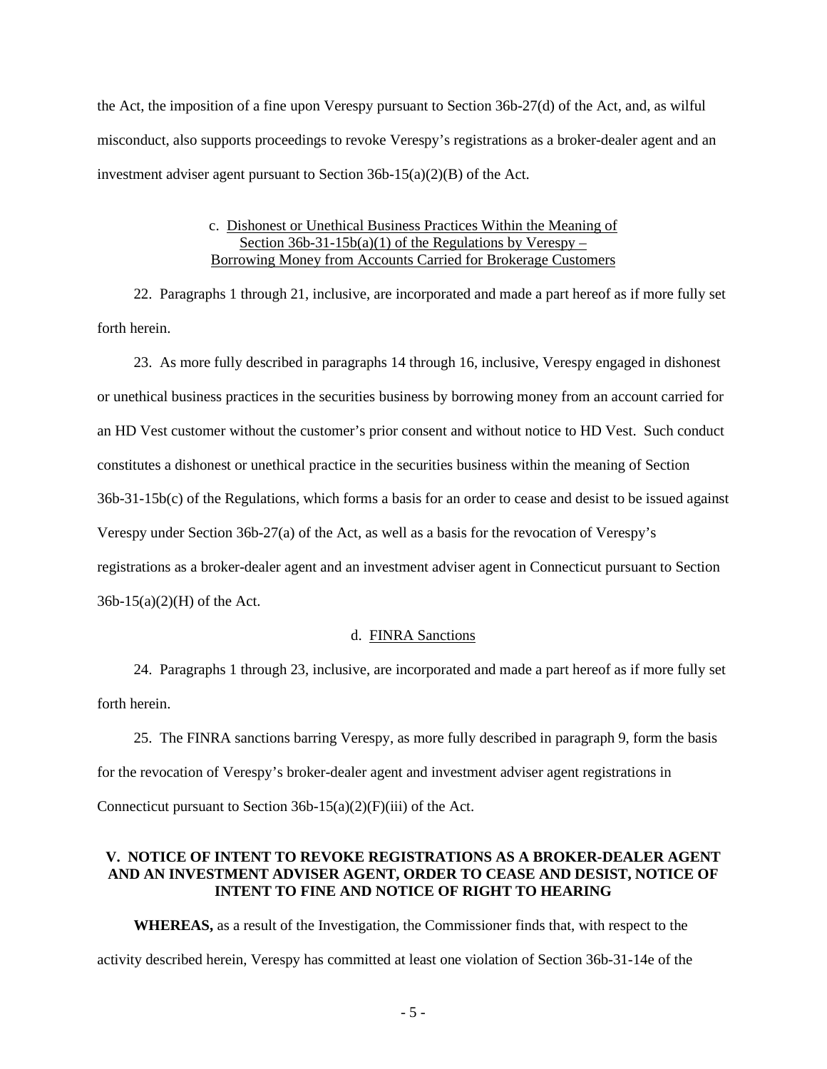the Act, the imposition of a fine upon Verespy pursuant to Section 36b-27(d) of the Act, and, as wilful misconduct, also supports proceedings to revoke Verespy's registrations as a broker-dealer agent and an investment adviser agent pursuant to Section 36b-15(a)(2)(B) of the Act.

c. Dishonest or Unethical Business Practices Within the Meaning of Section 36b-31-15b(a)(1) of the Regulations by Verespy – Borrowing Money from Accounts Carried for Brokerage Customers

22. Paragraphs 1 through 21, inclusive, are incorporated and made a part hereof as if more fully set forth herein.

23. As more fully described in paragraphs 14 through 16, inclusive, Verespy engaged in dishonest or unethical business practices in the securities business by borrowing money from an account carried for an HD Vest customer without the customer's prior consent and without notice to HD Vest. Such conduct constitutes a dishonest or unethical practice in the securities business within the meaning of Section 36b-31-15b(c) of the Regulations, which forms a basis for an order to cease and desist to be issued against Verespy under Section 36b-27(a) of the Act, as well as a basis for the revocation of Verespy's registrations as a broker-dealer agent and an investment adviser agent in Connecticut pursuant to Section 36b-15(a)(2)(H) of the Act.

d. FINRA Sanctions

24. Paragraphs 1 through 23, inclusive, are incorporated and made a part hereof as if more fully set forth herein.

25. The FINRA sanctions barring Verespy, as more fully described in paragraph 9, form the basis for the revocation of Verespy's broker-dealer agent and investment adviser agent registrations in Connecticut pursuant to Section 36b-15(a)(2)(F)(iii) of the Act.

## V. NOTICE OF INTENT TO REVOKE REGISTRATIONS AS A BROKER-DEALER AGENT AND AN INVESTMENT ADVISER AGENT, ORDER TO CEASE AND DESIST, NOTICE OF INTENT TO FINE AND NOTICE OF RIGHT TO HEARING

**WHEREAS,** as a result of the Investigation, the Commissioner finds that, with respect to the activity described herein, Verespy has committed at least one violation of Section 36b-31-14e of the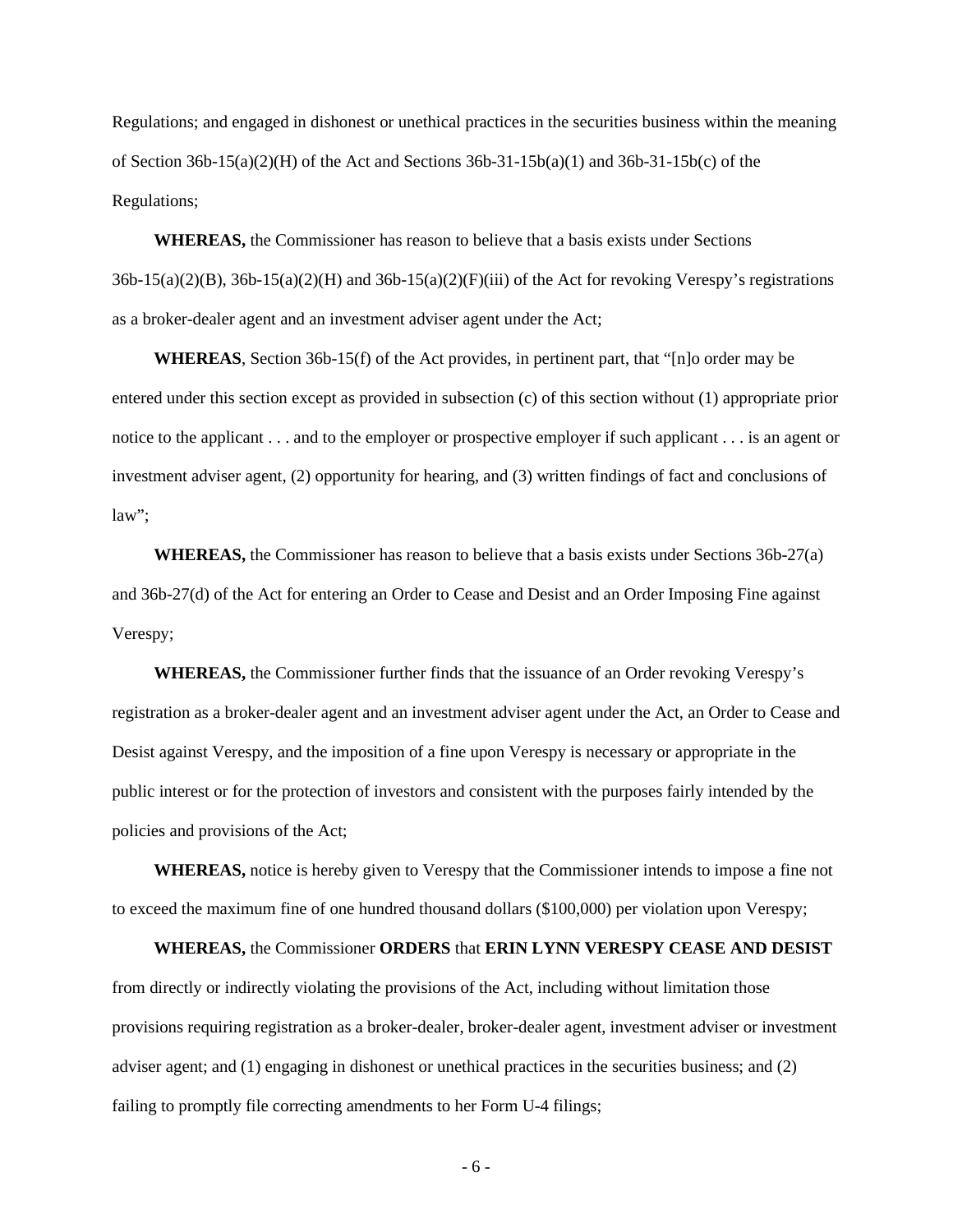Regulations; and engaged in dishonest or unethical practices in the securities business within the meaning of Section 36b-15(a)(2)(H) of the Act and Sections 36b-31-15b(a)(1) and 36b-31-15b(c) of the Regulations;

**WHEREAS,** the Commissioner has reason to believe that a basis exists under Sections 36b-15(a)(2)(B), 36b-15(a)(2)(H) and 36b-15(a)(2)(F)(iii) of the Act for revoking Verespy's registrations as a broker-dealer agent and an investment adviser agent under the Act;

**WHEREAS**, Section 36b-15(f) of the Act provides, in pertinent part, that "[n]o order may be entered under this section except as provided in subsection (c) of this section without (1) appropriate prior notice to the applicant . . . and to the employer or prospective employer if such applicant . . . is an agent or investment adviser agent, (2) opportunity for hearing, and (3) written findings of fact and conclusions of law";

**WHEREAS,** the Commissioner has reason to believe that a basis exists under Sections 36b-27(a) and 36b-27(d) of the Act for entering an Order to Cease and Desist and an Order Imposing Fine against Verespy;

**WHEREAS,** the Commissioner further finds that the issuance of an Order revoking Verespy's registration as a broker-dealer agent and an investment adviser agent under the Act, an Order to Cease and Desist against Verespy, and the imposition of a fine upon Verespy is necessary or appropriate in the public interest or for the protection of investors and consistent with the purposes fairly intended by the policies and provisions of the Act;

**WHEREAS,** notice is hereby given to Verespy that the Commissioner intends to impose a fine not to exceed the maximum fine of one hundred thousand dollars ($100,000) per violation upon Verespy;

**WHEREAS,** the Commissioner **ORDERS** that **ERIN LYNN VERESPY CEASE AND DESIST** from directly or indirectly violating the provisions of the Act, including without limitation those provisions requiring registration as a broker-dealer, broker-dealer agent, investment adviser or investment adviser agent; and (1) engaging in dishonest or unethical practices in the securities business; and (2) failing to promptly file correcting amendments to her Form U-4 filings;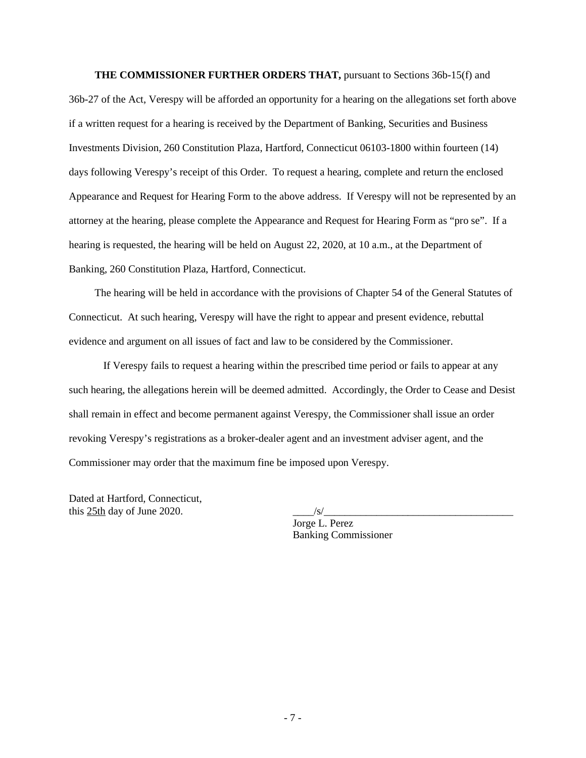**THE COMMISSIONER FURTHER ORDERS THAT,** pursuant to Sections 36b-15(f) and 36b-27 of the Act, Verespy will be afforded an opportunity for a hearing on the allegations set forth above if a written request for a hearing is received by the Department of Banking, Securities and Business Investments Division, 260 Constitution Plaza, Hartford, Connecticut 06103-1800 within fourteen (14) days following Verespy's receipt of this Order. To request a hearing, complete and return the enclosed Appearance and Request for Hearing Form to the above address. If Verespy will not be represented by an attorney at the hearing, please complete the Appearance and Request for Hearing Form as "pro se". If a hearing is requested, the hearing will be held on August 22, 2020, at 10 a.m., at the Department of Banking, 260 Constitution Plaza, Hartford, Connecticut.

The hearing will be held in accordance with the provisions of Chapter 54 of the General Statutes of Connecticut. At such hearing, Verespy will have the right to appear and present evidence, rebuttal evidence and argument on all issues of fact and law to be considered by the Commissioner.

If Verespy fails to request a hearing within the prescribed time period or fails to appear at any such hearing, the allegations herein will be deemed admitted. Accordingly, the Order to Cease and Desist shall remain in effect and become permanent against Verespy, the Commissioner shall issue an order revoking Verespy's registrations as a broker-dealer agent and an investment adviser agent, and the Commissioner may order that the maximum fine be imposed upon Verespy.

Dated at Hartford, Connecticut,
this 25th day of June 2020.

____/s/_____________________________________
Jorge L. Perez
Banking Commissioner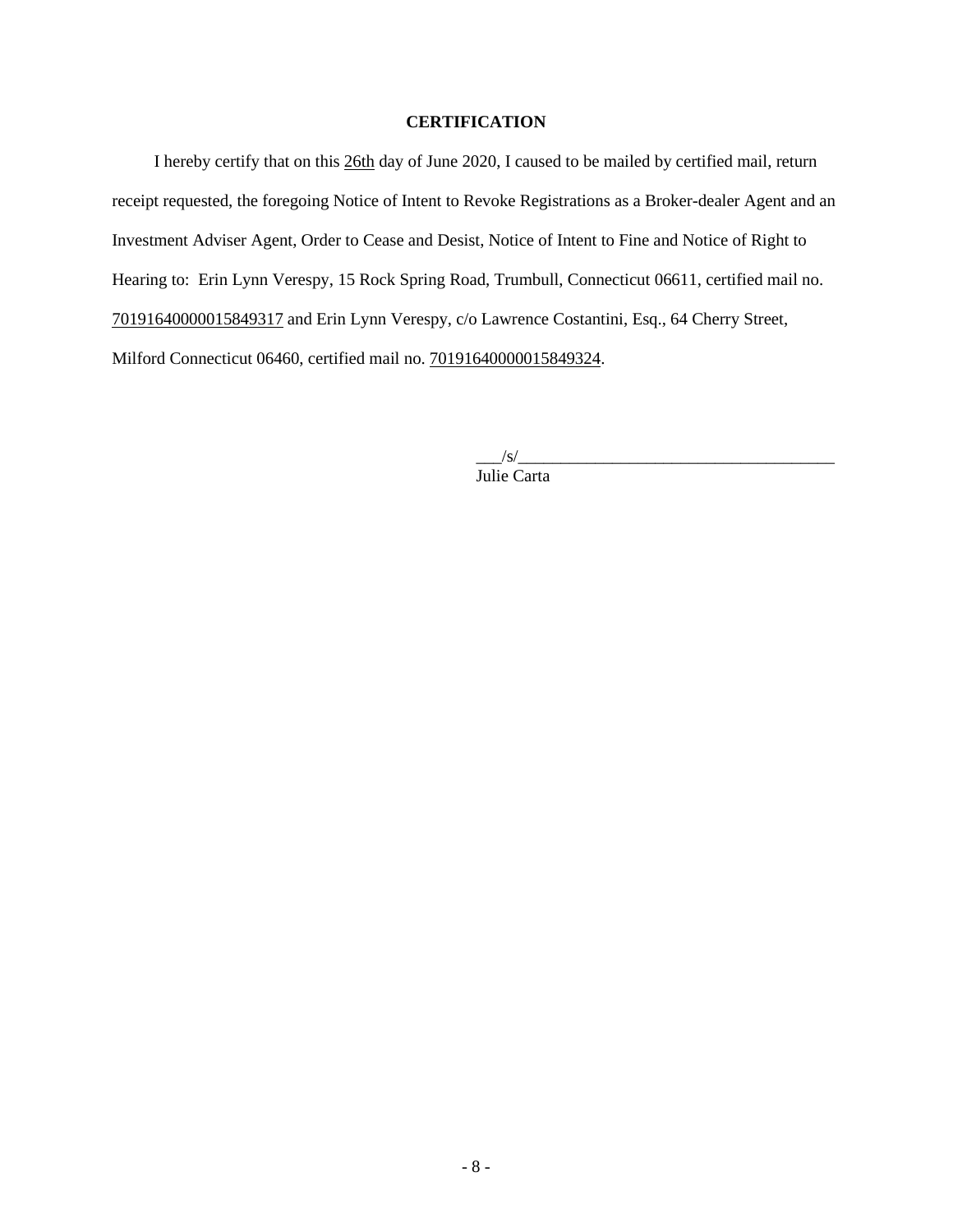**CERTIFICATION**

I hereby certify that on this 26th day of June 2020, I caused to be mailed by certified mail, return receipt requested, the foregoing Notice of Intent to Revoke Registrations as a Broker-dealer Agent and an Investment Adviser Agent, Order to Cease and Desist, Notice of Intent to Fine and Notice of Right to Hearing to: Erin Lynn Verespy, 15 Rock Spring Road, Trumbull, Connecticut 06611, certified mail no. 70191640000015849317 and Erin Lynn Verespy, c/o Lawrence Costantini, Esq., 64 Cherry Street, Milford Connecticut 06460, certified mail no. 70191640000015849324.

___/s/______________________________________
Julie Carta